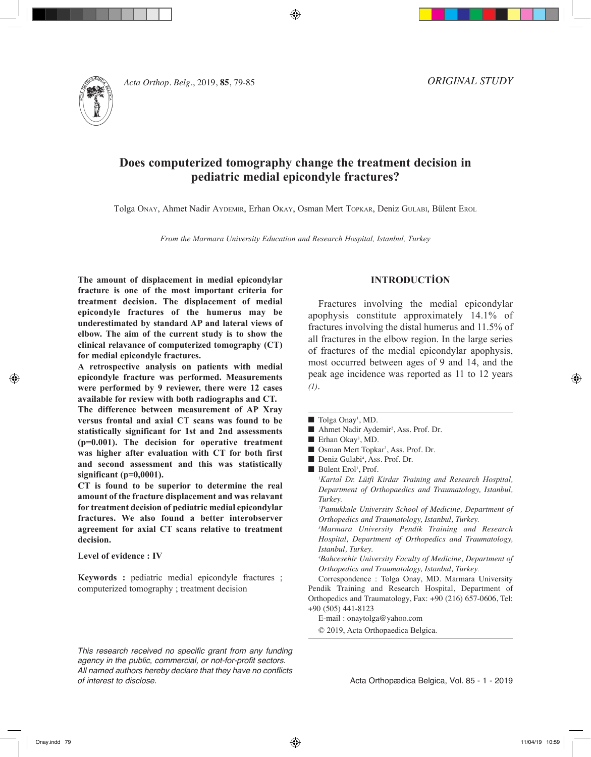ORIGINAL STUDY

# Does computerized tomography change the treatment decision in pediatric medial epicondyle fractures?

Tolga Onay, Ahmet Nadir Aydemir, Erhan Okay, Osman Mert Topkar, Deniz Gulabi, Bülent Erol

*From the Marmara University Education and Research Hospital, Istanbul, Turkey*

**The amount of displacement in medial epicondylar fracture is one of the most important criteria for treatment decision. The displacement of medial epicondyle fractures of the humerus may be underestimated by standard AP and lateral views of elbow. The aim of the current study is to show the clinical relavance of computerized tomography (CT) for medial epicondyle fractures.**

**A retrospective analysis on patients with medial epicondyle fracture was performed. Measurements were performed by 9 reviewer, there were 12 cases available for review with both radiographs and CT.**

**The difference between measurement of AP Xray versus frontal and axial CT scans was found to be statistically significant for 1st and 2nd assessments (p=0.001). The decision for operative treatment was higher after evaluation with CT for both first and second assessment and this was statistically significant (p=0,0001).**

**CT is found to be superior to determine the real amount of the fracture displacement and was relavant for treatment decision of pediatric medial epicondylar fractures. We also found a better interobserver agreement for axial CT scans relative to treatment decision.**

**Level of evidence : IV**

**Keywords :** pediatric medial epicondyle fractures ; computerized tomography ; treatment decision

*This research received no specific grant from any funding agency in the public, commercial, or not-for-profit sectors. All named authors hereby declare that they have no conflicts of interest to disclose.*

## INTRODUCTİON

Fractures involving the medial epicondylar apophysis constitute approximately 14.1% of fractures involving the distal humerus and 11.5% of all fractures in the elbow region. In the large series of fractures of the medial epicondylar apophysis, most occurred between ages of 9 and 14, and the peak age incidence was reported as 11 to 12 years *(1)*.

- Tolga Onay[1], MD.
- Ahmet Nadir Aydemir[2], Ass. Prof. Dr.
- Erhan Okay[3], MD.
- Osman Mert Topkar[3], Ass. Prof. Dr.
- Deniz Gulabi[4], Ass. Prof. Dr.
- Bülent Erol[3], Prof.

*[1]Kartal Dr. Lütfi Kirdar Training and Research Hospital, Department of Orthopaedics and Traumatology, Istanbul, Turkey.*

*[2]Pamukkale University School of Medicine, Department of Orthopedics and Traumatology, Istanbul, Turkey.*

*[3]Marmara University Pendik Training and Research Hospital, Department of Orthopedics and Traumatology, Istanbul, Turkey.*

*[4]Bahcesehir University Faculty of Medicine, Department of Orthopaedics and Traumatology, Istanbul, Turkey.*

Correspondence : Tolga Onay, MD. Marmara University Pendik Training and Research Hospital, Department of Orthopaedics and Traumatology, Fax: +90 (216) 657-0606, Tel: +90 (505) 441-8123

E-mail : onaytolga@yahoo.com

© 2019, Acta Orthopaedica Belgica.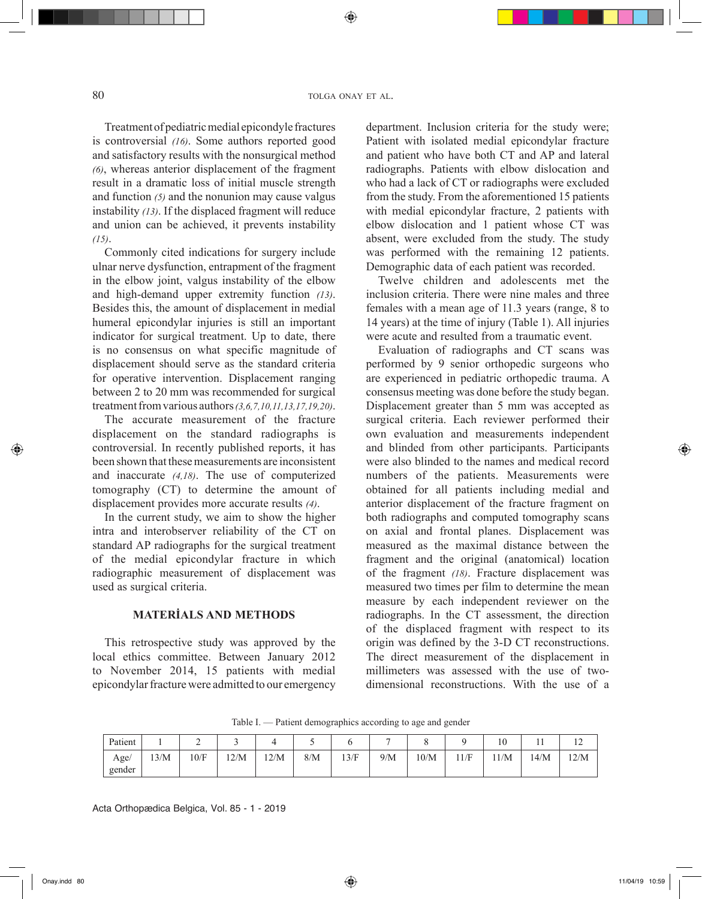Treatment of pediatric medial epicondyle fractures is controversial *(16)*. Some authors reported good and satisfactory results with the nonsurgical method *(6)*, whereas anterior displacement of the fragment result in a dramatic loss of initial muscle strength and function *(5)* and the nonunion may cause valgus instability *(13)*. If the displaced fragment will reduce and union can be achieved, it prevents instability *(15)*.

Commonly cited indications for surgery include ulnar nerve dysfunction, entrapment of the fragment in the elbow joint, valgus instability of the elbow and high-demand upper extremity function *(13)*. Besides this, the amount of displacement in medial humeral epicondylar injuries is still an important indicator for surgical treatment. Up to date, there is no consensus on what specific magnitude of displacement should serve as the standard criteria for operative intervention. Displacement ranging between 2 to 20 mm was recommended for surgical treatment from various authors *(3,6,7,10,11,13,17,19,20)*.

The accurate measurement of the fracture displacement on the standard radiographs is controversial. In recently published reports, it has been shown that these measurements are inconsistent and inaccurate *(4,18)*. The use of computerized tomography (CT) to determine the amount of displacement provides more accurate results *(4)*.

In the current study, we aim to show the higher intra and interobserver reliability of the CT on standard AP radiographs for the surgical treatment of the medial epicondylar fracture in which radiographic measurement of displacement was used as surgical criteria.

## MATERİALS AND METHODS

This retrospective study was approved by the local ethics committee. Between January 2012 to November 2014, 15 patients with medial epicondylar fracture were admitted to our emergency department. Inclusion criteria for the study were; Patient with isolated medial epicondylar fracture and patient who have both CT and AP and lateral radiographs. Patients with elbow dislocation and who had a lack of CT or radiographs were excluded from the study. From the aforementioned 15 patients with medial epicondylar fracture, 2 patients with elbow dislocation and 1 patient whose CT was absent, were excluded from the study. The study was performed with the remaining 12 patients. Demographic data of each patient was recorded.

Twelve children and adolescents met the inclusion criteria. There were nine males and three females with a mean age of 11.3 years (range, 8 to 14 years) at the time of injury (Table 1). All injuries were acute and resulted from a traumatic event.

Evaluation of radiographs and CT scans was performed by 9 senior orthopedic surgeons who are experienced in pediatric orthopedic trauma. A consensus meeting was done before the study began. Displacement greater than 5 mm was accepted as surgical criteria. Each reviewer performed their own evaluation and measurements independent and blinded from other participants. Participants were also blinded to the names and medical record numbers of the patients. Measurements were obtained for all patients including medial and anterior displacement of the fracture fragment on both radiographs and computed tomography scans on axial and frontal planes. Displacement was measured as the maximal distance between the fragment and the original (anatomical) location of the fragment *(18)*. Fracture displacement was measured two times per film to determine the mean measure by each independent reviewer on the radiographs. In the CT assessment, the direction of the displaced fragment with respect to its origin was defined by the 3-D CT reconstructions. The direct measurement of the displacement in millimeters was assessed with the use of two-dimensional reconstructions. With the use of a

Table I. — Patient demographics according to age and gender

| Patient | 1 | 2 | 3 | 4 | 5 | 6 | 7 | 8 | 9 | 10 | 11 | 12 |
|---|---|---|---|---|---|---|---|---|---|---|---|---|
| Age/ gender | 13/M | 10/F | 12/M | 12/M | 8/M | 13/F | 9/M | 10/M | 11/F | 11/M | 14/M | 12/M |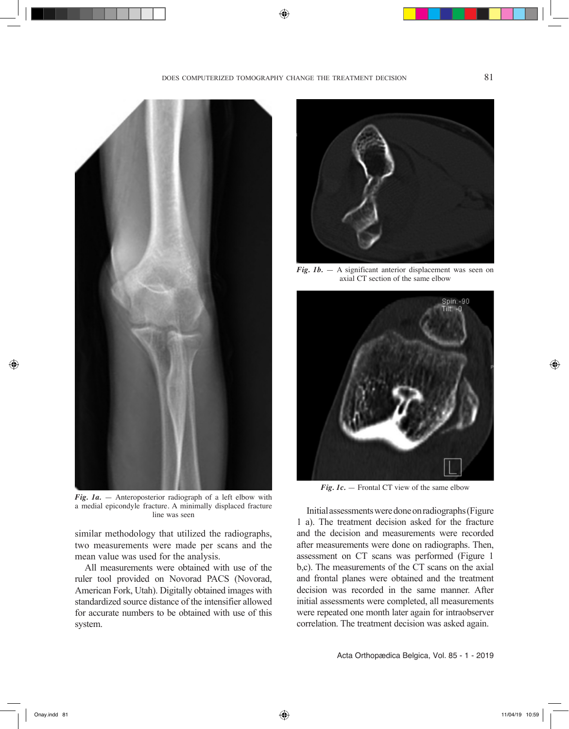*Fig. 1a.* — Anteroposterior radiograph of a left elbow with a medial epicondyle fracture. A minimally displaced fracture line was seen

*Fig. 1b.* — A significant anterior displacement was seen on axial CT section of the same elbow

*Fig. 1c.* — Frontal CT view of the same elbow

similar methodology that utilized the radiographs, two measurements were made per scans and the mean value was used for the analysis.

All measurements were obtained with use of the ruler tool provided on Novorad PACS (Novorad, American Fork, Utah). Digitally obtained images with standardized source distance of the intensifier allowed for accurate numbers to be obtained with use of this system.

Initial assessments were done on radiographs (Figure 1 a). The treatment decision asked for the fracture and the decision and measurements were recorded after measurements were done on radiographs. Then, assessment on CT scans was performed (Figure 1 b,c). The measurements of the CT scans on the axial and frontal planes were obtained and the treatment decision was recorded in the same manner. After initial assessments were completed, all measurements were repeated one month later again for intraobserver correlation. The treatment decision was asked again.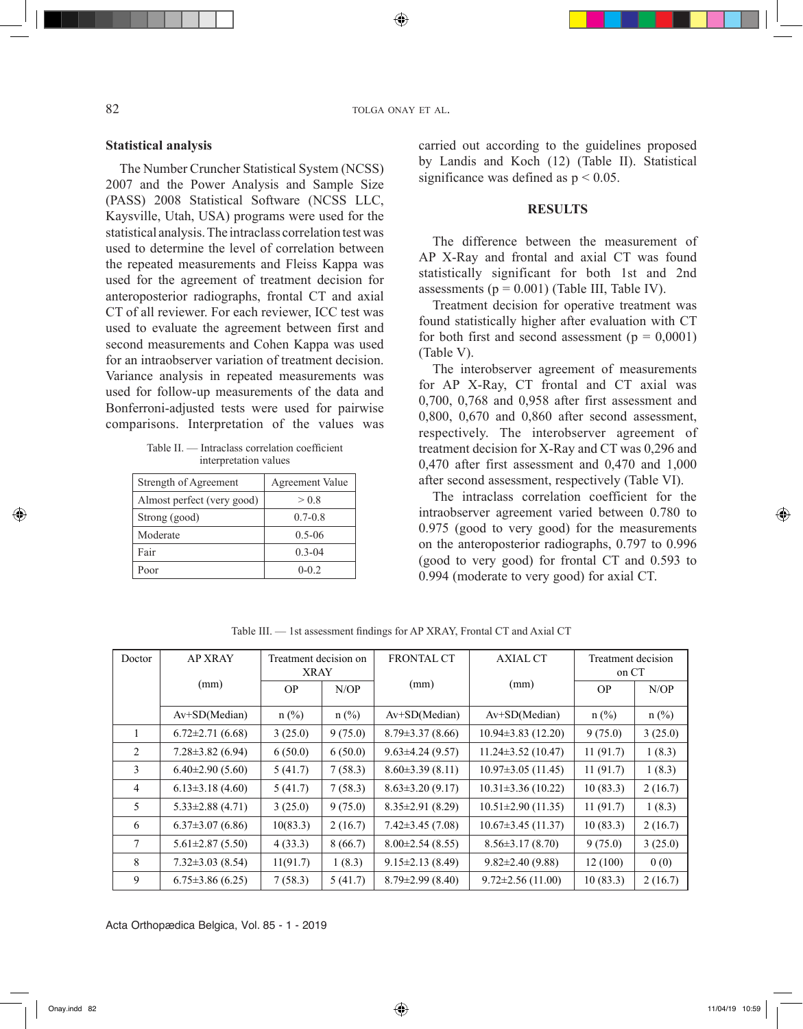## Statistical analysis

The Number Cruncher Statistical System (NCSS) 2007 and the Power Analysis and Sample Size (PASS) 2008 Statistical Software (NCSS LLC, Kaysville, Utah, USA) programs were used for the statistical analysis. The intraclass correlation test was used to determine the level of correlation between the repeated measurements and Fleiss Kappa was used for the agreement of treatment decision for anteroposterior radiographs, frontal CT and axial CT of all reviewer. For each reviewer, ICC test was used to evaluate the agreement between first and second measurements and Cohen Kappa was used for an intraobserver variation of treatment decision. Variance analysis in repeated measurements was used for follow-up measurements of the data and Bonferroni-adjusted tests were used for pairwise comparisons. Interpretation of the values was carried out according to the guidelines proposed by Landis and Koch (12) (Table II). Statistical significance was defined as $p < 0.05$.

Table II. — Intraclass correlation coefficient interpretation values

| Strength of Agreement | Agreement Value |
|---|---|
| Almost perfect (very good) | > 0.8 |
| Strong (good) | 0.7-0.8 |
| Moderate | 0.5-06 |
| Fair | 0.3-04 |
| Poor | 0-0.2 |

## RESULTS

The difference between the measurement of AP X-Ray and frontal and axial CT was found statistically significant for both 1st and 2nd assessments ($p = 0.001$) (Table III, Table IV).

Treatment decision for operative treatment was found statistically higher after evaluation with CT for both first and second assessment ($p = 0,0001$) (Table V).

The interobserver agreement of measurements for AP X-Ray, CT frontal and CT axial was 0,700, 0,768 and 0,958 after first assessment and 0,800, 0,670 and 0,860 after second assessment, respectively. The interobserver agreement of treatment decision for X-Ray and CT was 0,296 and 0,470 after first assessment and 0,470 and 1,000 after second assessment, respectively (Table VI).

The intraclass correlation coefficient for the intraobserver agreement varied between 0.780 to 0.975 (good to very good) for the measurements on the anteroposterior radiographs, 0.797 to 0.996 (good to very good) for frontal CT and 0.593 to 0.994 (moderate to very good) for axial CT.

Table III. — 1st assessment findings for AP XRAY, Frontal CT and Axial CT

| Doctor | AP XRAY (mm) | Treatment decision on XRAY | | FRONTAL CT (mm) | AXIAL CT (mm) | Treatment decision on CT | |
|---|---|---|---|---|---|---|---|
| | | OP | N/OP | | | OP | N/OP |
| | Av+SD(Median) | n (%) | n (%) | Av+SD(Median) | Av+SD(Median) | n (%) | n (%) |
| 1 | 6.72±2.71 (6.68) | 3 (25.0) | 9 (75.0) | 8.79±3.37 (8.66) | 10.94±3.83 (12.20) | 9 (75.0) | 3 (25.0) |
| 2 | 7.28±3.82 (6.94) | 6 (50.0) | 6 (50.0) | 9.63±4.24 (9.57) | 11.24±3.52 (10.47) | 11 (91.7) | 1 (8.3) |
| 3 | 6.40±2.90 (5.60) | 5 (41.7) | 7 (58.3) | 8.60±3.39 (8.11) | 10.97±3.05 (11.45) | 11 (91.7) | 1 (8.3) |
| 4 | 6.13±3.18 (4.60) | 5 (41.7) | 7 (58.3) | 8.63±3.20 (9.17) | 10.31±3.36 (10.22) | 10 (83.3) | 2 (16.7) |
| 5 | 5.33±2.88 (4.71) | 3 (25.0) | 9 (75.0) | 8.35±2.91 (8.29) | 10.51±2.90 (11.35) | 11 (91.7) | 1 (8.3) |
| 6 | 6.37±3.07 (6.86) | 10(83.3) | 2 (16.7) | 7.42±3.45 (7.08) | 10.67±3.45 (11.37) | 10 (83.3) | 2 (16.7) |
| 7 | 5.61±2.87 (5.50) | 4 (33.3) | 8 (66.7) | 8.00±2.54 (8.55) | 8.56±3.17 (8.70) | 9 (75.0) | 3 (25.0) |
| 8 | 7.32±3.03 (8.54) | 11(91.7) | 1 (8.3) | 9.15±2.13 (8.49) | 9.82±2.40 (9.88) | 12 (100) | 0 (0) |
| 9 | 6.75±3.86 (6.25) | 7 (58.3) | 5 (41.7) | 8.79±2.99 (8.40) | 9.72±2.56 (11.00) | 10 (83.3) | 2 (16.7) |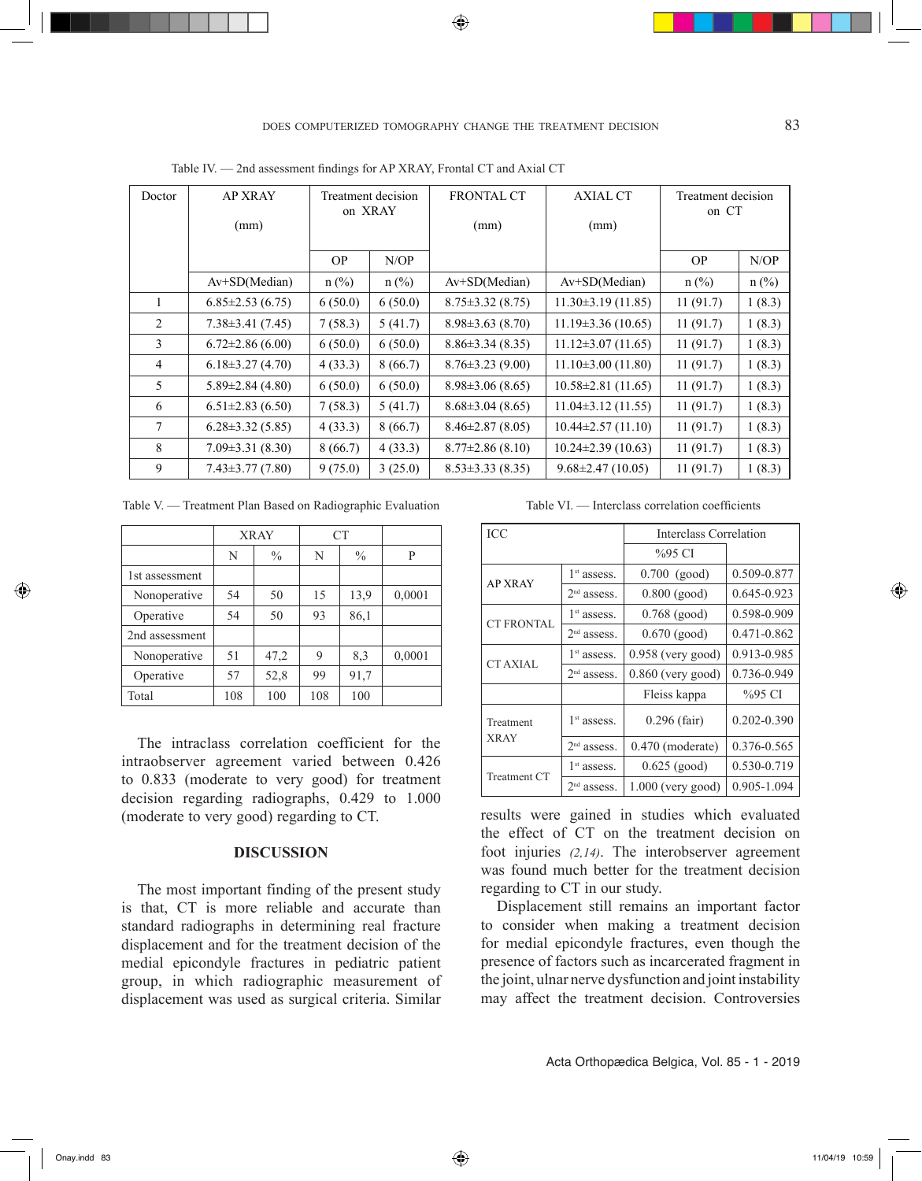Table IV. — 2nd assessment findings for AP XRAY, Frontal CT and Axial CT

| Doctor | AP XRAY (mm) | Treatment decision on XRAY | | FRONTAL CT (mm) | AXIAL CT (mm) | Treatment decision on CT | |
|---|---|---|---|---|---|---|---|
| | | OP | N/OP | | | OP | N/OP |
| | Av+SD(Median) | n (%) | n (%) | Av+SD(Median) | Av+SD(Median) | n (%) | n (%) |
| 1 | 6.85±2.53 (6.75) | 6 (50.0) | 6 (50.0) | 8.75±3.32 (8.75) | 11.30±3.19 (11.85) | 11 (91.7) | 1 (8.3) |
| 2 | 7.38±3.41 (7.45) | 7 (58.3) | 5 (41.7) | 8.98±3.63 (8.70) | 11.19±3.36 (10.65) | 11 (91.7) | 1 (8.3) |
| 3 | 6.72±2.86 (6.00) | 6 (50.0) | 6 (50.0) | 8.86±3.34 (8.35) | 11.12±3.07 (11.65) | 11 (91.7) | 1 (8.3) |
| 4 | 6.18±3.27 (4.70) | 4 (33.3) | 8 (66.7) | 8.76±3.23 (9.00) | 11.10±3.00 (11.80) | 11 (91.7) | 1 (8.3) |
| 5 | 5.89±2.84 (4.80) | 6 (50.0) | 6 (50.0) | 8.98±3.06 (8.65) | 10.58±2.81 (11.65) | 11 (91.7) | 1 (8.3) |
| 6 | 6.51±2.83 (6.50) | 7 (58.3) | 5 (41.7) | 8.68±3.04 (8.65) | 11.04±3.12 (11.55) | 11 (91.7) | 1 (8.3) |
| 7 | 6.28±3.32 (5.85) | 4 (33.3) | 8 (66.7) | 8.46±2.87 (8.05) | 10.44±2.57 (11.10) | 11 (91.7) | 1 (8.3) |
| 8 | 7.09±3.31 (8.30) | 8 (66.7) | 4 (33.3) | 8.77±2.86 (8.10) | 10.24±2.39 (10.63) | 11 (91.7) | 1 (8.3) |
| 9 | 7.43±3.77 (7.80) | 9 (75.0) | 3 (25.0) | 8.53±3.33 (8.35) | 9.68±2.47 (10.05) | 11 (91.7) | 1 (8.3) |

Table V. — Treatment Plan Based on Radiographic Evaluation

| | XRAY | | CT | | |
|---|---|---|---|---|---|
| | N | % | N | % | P |
| 1st assessment | | | | | |
| Nonoperative | 54 | 50 | 15 | 13,9 | 0,0001 |
| Operative | 54 | 50 | 93 | 86,1 | |
| 2nd assessment | | | | | |
| Nonoperative | 51 | 47,2 | 9 | 8,3 | 0,0001 |
| Operative | 57 | 52,8 | 99 | 91,7 | |
| Total | 108 | 100 | 108 | 100 | |

The intraclass correlation coefficient for the intraobserver agreement varied between 0.426 to 0.833 (moderate to very good) for treatment decision regarding radiographs, 0.429 to 1.000 (moderate to very good) regarding to CT.

## DISCUSSION

The most important finding of the present study is that, CT is more reliable and accurate than standard radiographs in determining real fracture displacement and for the treatment decision of the medial epicondyle fractures in pediatric patient group, in which radiographic measurement of displacement was used as surgical criteria. Similar results were gained in studies which evaluated the effect of CT on the treatment decision on foot injuries *(2,14)*. The interobserver agreement was found much better for the treatment decision regarding to CT in our study.

Displacement still remains an important factor to consider when making a treatment decision for medial epicondyle fractures, even though the presence of factors such as incarcerated fragment in the joint, ulnar nerve dysfunction and joint instability may affect the treatment decision. Controversies

Table VI. — Interclass correlation coefficients

| ICC | | Interclass Correlation | |
|---|---|---|---|
| | | | %95 CI |
| AP XRAY | 1st assess. | 0.700 (good) | 0.509-0.877 |
| | 2nd assess. | 0.800 (good) | 0.645-0.923 |
| CT FRONTAL | 1st assess. | 0.768 (good) | 0.598-0.909 |
| | 2nd assess. | 0.670 (good) | 0.471-0.862 |
| CT AXIAL | 1st assess. | 0.958 (very good) | 0.913-0.985 |
| | 2nd assess. | 0.860 (very good) | 0.736-0.949 |
| | | Fleiss kappa | %95 CI |
| Treatment XRAY | 1st assess. | 0.296 (fair) | 0.202-0.390 |
| | 2nd assess. | 0.470 (moderate) | 0.376-0.565 |
| Treatment CT | 1st assess. | 0.625 (good) | 0.530-0.719 |
| | 2nd assess. | 1.000 (very good) | 0.905-1.094 |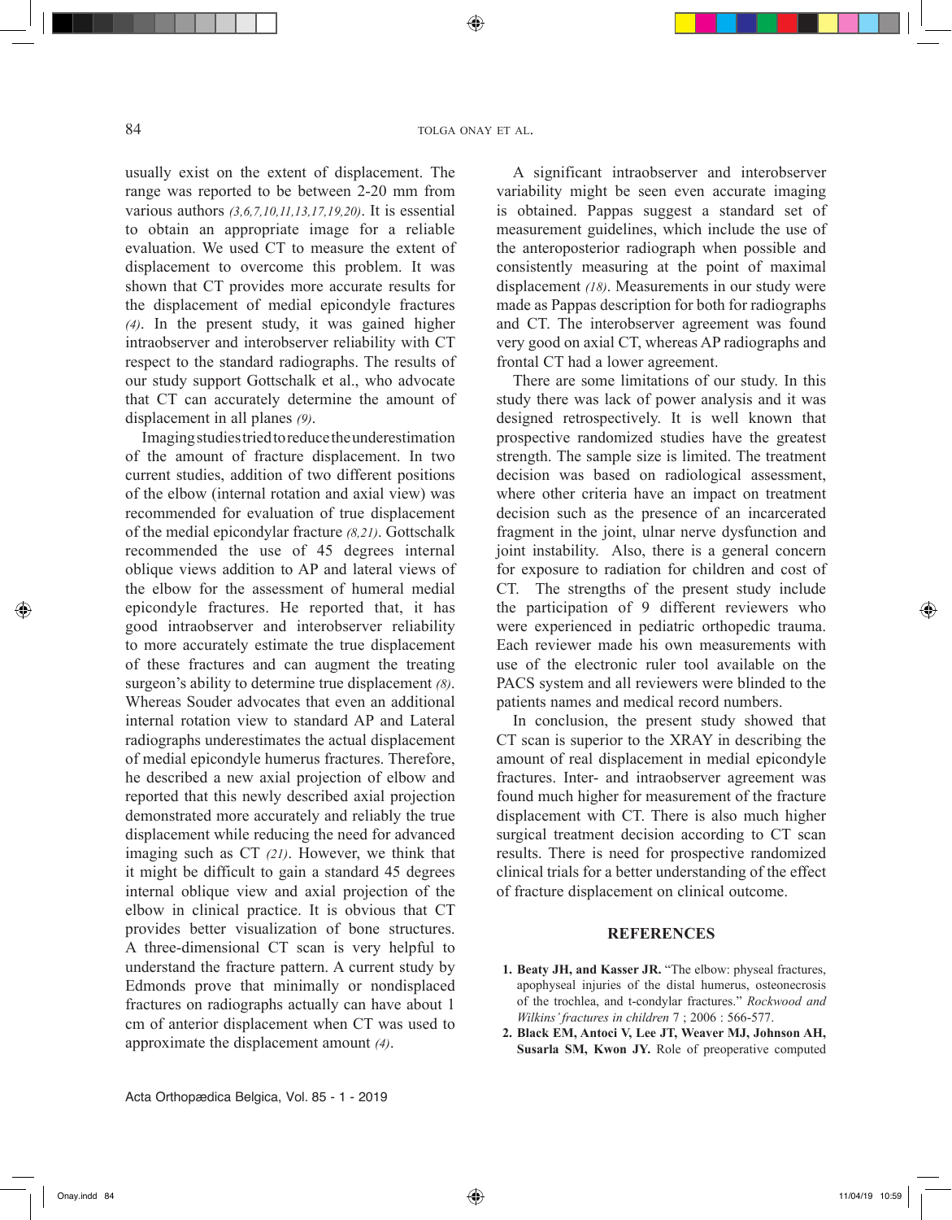usually exist on the extent of displacement. The range was reported to be between 2-20 mm from various authors *(3,6,7,10,11,13,17,19,20)*. It is essential to obtain an appropriate image for a reliable evaluation. We used CT to measure the extent of displacement to overcome this problem. It was shown that CT provides more accurate results for the displacement of medial epicondyle fractures *(4)*. In the present study, it was gained higher intraobserver and interobserver reliability with CT respect to the standard radiographs. The results of our study support Gottschalk et al., who advocate that CT can accurately determine the amount of displacement in all planes *(9)*.

Imaging studies tried to reduce the underestimation of the amount of fracture displacement. In two current studies, addition of two different positions of the elbow (internal rotation and axial view) was recommended for evaluation of true displacement of the medial epicondylar fracture *(8,21)*. Gottschalk recommended the use of 45 degrees internal oblique views addition to AP and lateral views of the elbow for the assessment of humeral medial epicondyle fractures. He reported that, it has good intraobserver and interobserver reliability to more accurately estimate the true displacement of these fractures and can augment the treating surgeon's ability to determine true displacement *(8)*. Whereas Souder advocates that even an additional internal rotation view to standard AP and Lateral radiographs underestimates the actual displacement of medial epicondyle humerus fractures. Therefore, he described a new axial projection of elbow and reported that this newly described axial projection demonstrated more accurately and reliably the true displacement while reducing the need for advanced imaging such as CT *(21)*. However, we think that it might be difficult to gain a standard 45 degrees internal oblique view and axial projection of the elbow in clinical practice. It is obvious that CT provides better visualization of bone structures. A three-dimensional CT scan is very helpful to understand the fracture pattern. A current study by Edmonds prove that minimally or nondisplaced fractures on radiographs actually can have about 1 cm of anterior displacement when CT was used to approximate the displacement amount *(4)*.

A significant intraobserver and interobserver variability might be seen even accurate imaging is obtained. Pappas suggest a standard set of measurement guidelines, which include the use of the anteroposterior radiograph when possible and consistently measuring at the point of maximal displacement *(18)*. Measurements in our study were made as Pappas description for both for radiographs and CT. The interobserver agreement was found very good on axial CT, whereas AP radiographs and frontal CT had a lower agreement.

There are some limitations of our study. In this study there was lack of power analysis and it was designed retrospectively. It is well known that prospective randomized studies have the greatest strength. The sample size is limited. The treatment decision was based on radiological assessment, where other criteria have an impact on treatment decision such as the presence of an incarcerated fragment in the joint, ulnar nerve dysfunction and joint instability. Also, there is a general concern for exposure to radiation for children and cost of CT. The strengths of the present study include the participation of 9 different reviewers who were experienced in pediatric orthopedic trauma. Each reviewer made his own measurements with use of the electronic ruler tool available on the PACS system and all reviewers were blinded to the patients names and medical record numbers.

In conclusion, the present study showed that CT scan is superior to the XRAY in describing the amount of real displacement in medial epicondyle fractures. Inter- and intraobserver agreement was found much higher for measurement of the fracture displacement with CT. There is also much higher surgical treatment decision according to CT scan results. There is need for prospective randomized clinical trials for a better understanding of the effect of fracture displacement on clinical outcome.

## REFERENCES

1. **Beaty JH, and Kasser JR.** "The elbow: physeal fractures, apophyseal injuries of the distal humerus, osteonecrosis of the trochlea, and t-condylar fractures." *Rockwood and Wilkins' fractures in children* 7 ; 2006 : 566-577.
2. **Black EM, Antoci V, Lee JT, Weaver MJ, Johnson AH, Susarla SM, Kwon JY.** Role of preoperative computed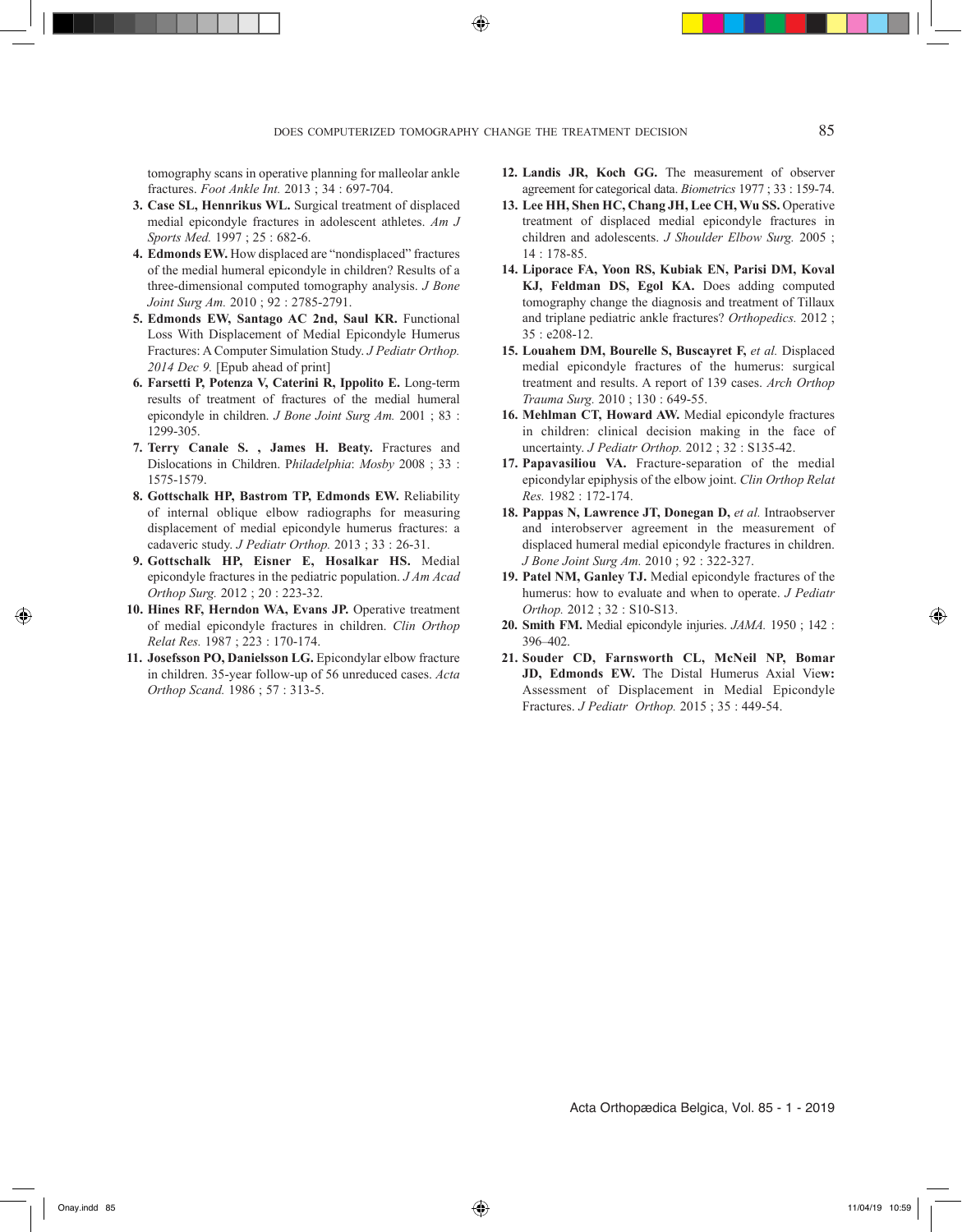tomography scans in operative planning for malleolar ankle fractures. *Foot Ankle Int.* 2013 ; 34 : 697-704.

3. **Case SL, Hennrikus WL.** Surgical treatment of displaced medial epicondyle fractures in adolescent athletes. *Am J Sports Med.* 1997 ; 25 : 682-6.
4. **Edmonds EW.** How displaced are "nondisplaced" fractures of the medial humeral epicondyle in children? Results of a three-dimensional computed tomography analysis. *J Bone Joint Surg Am.* 2010 ; 92 : 2785-2791.
5. **Edmonds EW, Santago AC 2nd, Saul KR.** Functional Loss With Displacement of Medial Epicondyle Humerus Fractures: A Computer Simulation Study. *J Pediatr Orthop. 2014 Dec 9.* [Epub ahead of print]
6. **Farsetti P, Potenza V, Caterini R, Ippolito E.** Long-term results of treatment of fractures of the medial humeral epicondyle in children. *J Bone Joint Surg Am.* 2001 ; 83 : 1299-305.
7. **Terry Canale S. , James H. Beaty.** Fractures and Dislocations in Children. P*hiladelphia*: *Mosby* 2008 ; 33 : 1575-1579.
8. **Gottschalk HP, Bastrom TP, Edmonds EW.** Reliability of internal oblique elbow radiographs for measuring displacement of medial epicondyle humerus fractures: a cadaveric study. *J Pediatr Orthop.* 2013 ; 33 : 26-31.
9. **Gottschalk HP, Eisner E, Hosalkar HS.** Medial epicondyle fractures in the pediatric population. *J Am Acad Orthop Surg.* 2012 ; 20 : 223-32.
10. **Hines RF, Herndon WA, Evans JP.** Operative treatment of medial epicondyle fractures in children. *Clin Orthop Relat Res.* 1987 ; 223 : 170-174.
11. **Josefsson PO, Danielsson LG.** Epicondylar elbow fracture in children. 35-year follow-up of 56 unreduced cases. *Acta Orthop Scand.* 1986 ; 57 : 313-5.
12. **Landis JR, Koch GG.** The measurement of observer agreement for categorical data. *Biometrics* 1977 ; 33 : 159-74.
13. **Lee HH, Shen HC, Chang JH, Lee CH, Wu SS.** Operative treatment of displaced medial epicondyle fractures in children and adolescents. *J Shoulder Elbow Surg.* 2005 ; 14 : 178-85.
14. **Liporace FA, Yoon RS, Kubiak EN, Parisi DM, Koval KJ, Feldman DS, Egol KA.** Does adding computed tomography change the diagnosis and treatment of Tillaux and triplane pediatric ankle fractures? *Orthopedics.* 2012 ; 35 : e208-12.
15. **Louahem DM, Bourelle S, Buscayret F,** *et al.* Displaced medial epicondyle fractures of the humerus: surgical treatment and results. A report of 139 cases. *Arch Orthop Trauma Surg.* 2010 ; 130 : 649-55.
16. **Mehlman CT, Howard AW.** Medial epicondyle fractures in children: clinical decision making in the face of uncertainty. *J Pediatr Orthop.* 2012 ; 32 : S135-42.
17. **Papavasiliou VA.** Fracture-separation of the medial epicondylar epiphysis of the elbow joint. *Clin Orthop Relat Res.* 1982 : 172-174.
18. **Pappas N, Lawrence JT, Donegan D,** *et al.* Intraobserver and interobserver agreement in the measurement of displaced humeral medial epicondyle fractures in children. *J Bone Joint Surg Am.* 2010 ; 92 : 322-327.
19. **Patel NM, Ganley TJ.** Medial epicondyle fractures of the humerus: how to evaluate and when to operate. *J Pediatr Orthop.* 2012 ; 32 : S10-S13.
20. **Smith FM.** Medial epicondyle injuries. *JAMA.* 1950 ; 142 : 396–402.
21. **Souder CD, Farnsworth CL, McNeil NP, Bomar JD, Edmonds EW.** The Distal Humerus Axial Vie**w:** Assessment of Displacement in Medial Epicondyle Fractures. *J Pediatr Orthop.* 2015 ; 35 : 449-54.